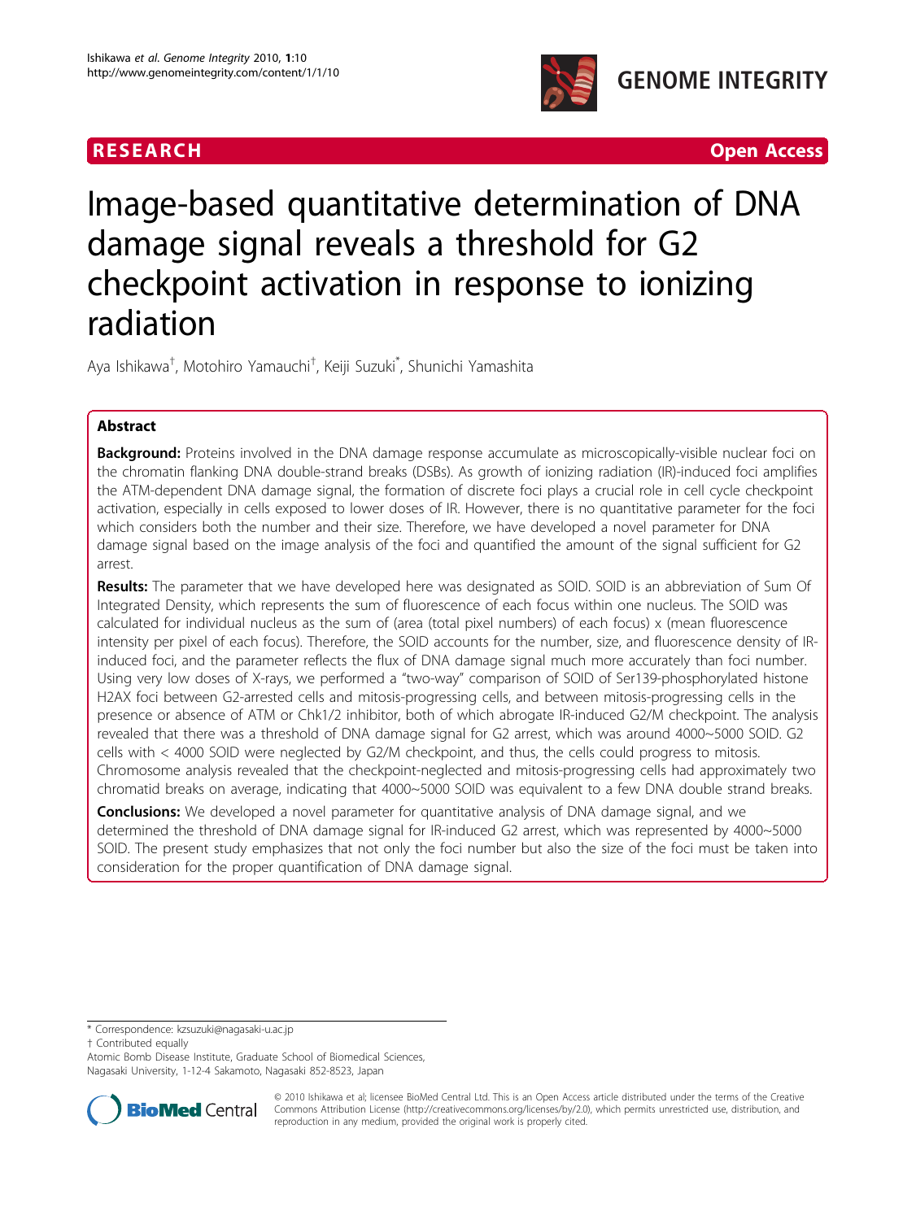RESEARCH Open Access

# Image-based quantitative determination of DNA damage signal reveals a threshold for G2 checkpoint activation in response to ionizing radiation

Aya Ishikawa[†], Motohiro Yamauchi[†], Keiji Suzuki[*], Shunichi Yamashita

## Abstract

**Background:** Proteins involved in the DNA damage response accumulate as microscopically-visible nuclear foci on the chromatin flanking DNA double-strand breaks (DSBs). As growth of ionizing radiation (IR)-induced foci amplifies the ATM-dependent DNA damage signal, the formation of discrete foci plays a crucial role in cell cycle checkpoint activation, especially in cells exposed to lower doses of IR. However, there is no quantitative parameter for the foci which considers both the number and their size. Therefore, we have developed a novel parameter for DNA damage signal based on the image analysis of the foci and quantified the amount of the signal sufficient for G2 arrest.

**Results:** The parameter that we have developed here was designated as SOID. SOID is an abbreviation of Sum Of Integrated Density, which represents the sum of fluorescence of each focus within one nucleus. The SOID was calculated for individual nucleus as the sum of (area (total pixel numbers) of each focus) x (mean fluorescence intensity per pixel of each focus). Therefore, the SOID accounts for the number, size, and fluorescence density of IR-induced foci, and the parameter reflects the flux of DNA damage signal much more accurately than foci number. Using very low doses of X-rays, we performed a "two-way" comparison of SOID of Ser139-phosphorylated histone H2AX foci between G2-arrested cells and mitosis-progressing cells, and between mitosis-progressing cells in the presence or absence of ATM or Chk1/2 inhibitor, both of which abrogate IR-induced G2/M checkpoint. The analysis revealed that there was a threshold of DNA damage signal for G2 arrest, which was around 4000~5000 SOID. G2 cells with < 4000 SOID were neglected by G2/M checkpoint, and thus, the cells could progress to mitosis. Chromosome analysis revealed that the checkpoint-neglected and mitosis-progressing cells had approximately two chromatid breaks on average, indicating that 4000~5000 SOID was equivalent to a few DNA double strand breaks.

**Conclusions:** We developed a novel parameter for quantitative analysis of DNA damage signal, and we determined the threshold of DNA damage signal for IR-induced G2 arrest, which was represented by 4000~5000 SOID. The present study emphasizes that not only the foci number but also the size of the foci must be taken into consideration for the proper quantification of DNA damage signal.

* Correspondence: kzsuzuki@nagasaki-u.ac.jp
† Contributed equally
Atomic Bomb Disease Institute, Graduate School of Biomedical Sciences, Nagasaki University, 1-12-4 Sakamoto, Nagasaki 852-8523, Japan

© 2010 Ishikawa et al; licensee BioMed Central Ltd. This is an Open Access article distributed under the terms of the Creative Commons Attribution License (http://creativecommons.org/licenses/by/2.0), which permits unrestricted use, distribution, and reproduction in any medium, provided the original work is properly cited.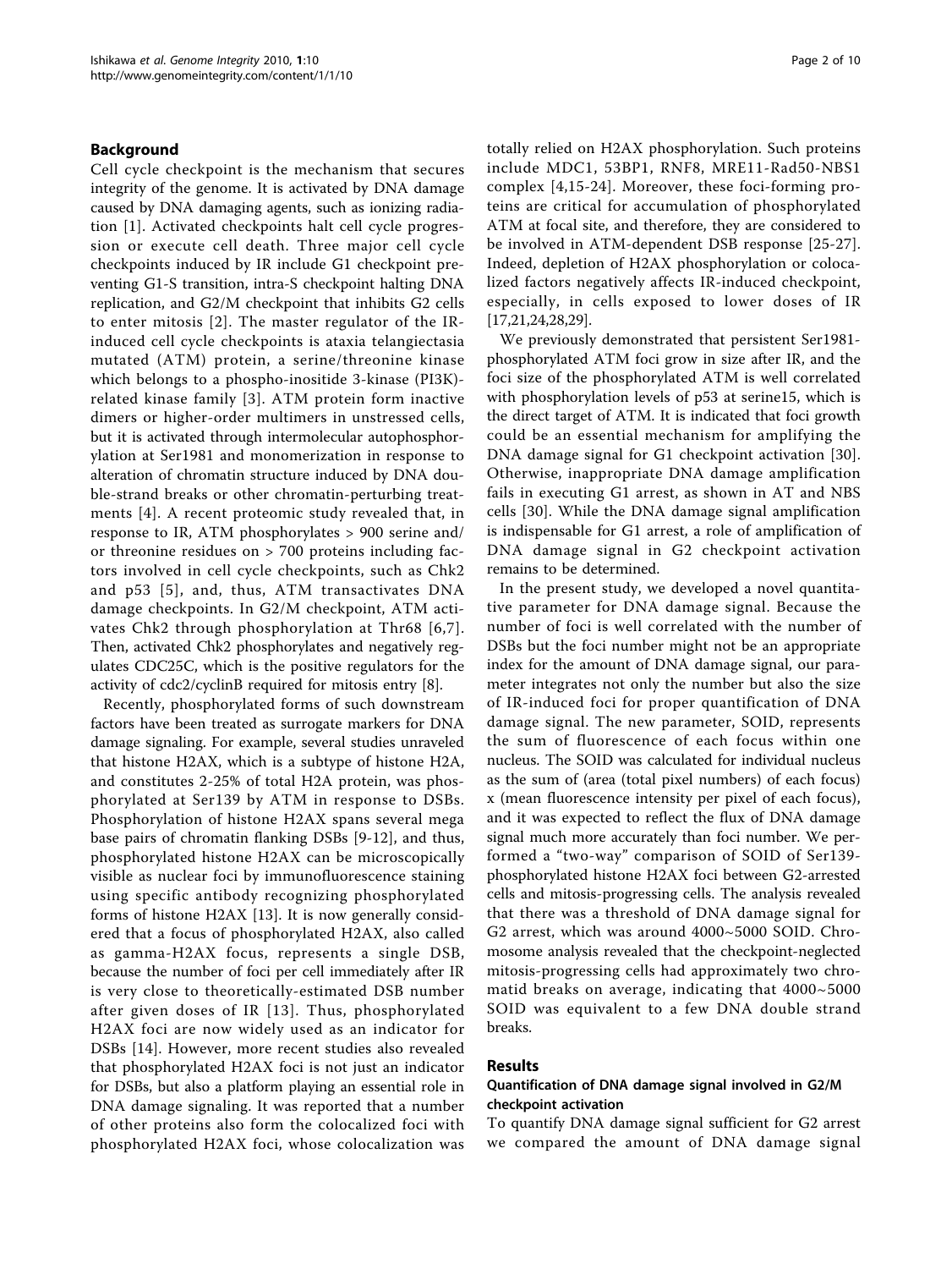## Background

Cell cycle checkpoint is the mechanism that secures integrity of the genome. It is activated by DNA damage caused by DNA damaging agents, such as ionizing radiation [1]. Activated checkpoints halt cell cycle progression or execute cell death. Three major cell cycle checkpoints induced by IR include G1 checkpoint preventing G1-S transition, intra-S checkpoint halting DNA replication, and G2/M checkpoint that inhibits G2 cells to enter mitosis [2]. The master regulator of the IR-induced cell cycle checkpoints is ataxia telangiectasia mutated (ATM) protein, a serine/threonine kinase which belongs to a phospho-inositide 3-kinase (PI3K)-related kinase family [3]. ATM protein form inactive dimers or higher-order multimers in unstressed cells, but it is activated through intermolecular autophosphorylation at Ser1981 and monomerization in response to alteration of chromatin structure induced by DNA double-strand breaks or other chromatin-perturbing treatments [4]. A recent proteomic study revealed that, in response to IR, ATM phosphorylates > 900 serine and/or threonine residues on > 700 proteins including factors involved in cell cycle checkpoints, such as Chk2 and p53 [5], and, thus, ATM transactivates DNA damage checkpoints. In G2/M checkpoint, ATM activates Chk2 through phosphorylation at Thr68 [6,7]. Then, activated Chk2 phosphorylates and negatively regulates CDC25C, which is the positive regulators for the activity of cdc2/cyclinB required for mitosis entry [8].

Recently, phosphorylated forms of such downstream factors have been treated as surrogate markers for DNA damage signaling. For example, several studies unraveled that histone H2AX, which is a subtype of histone H2A, and constitutes 2-25% of total H2A protein, was phosphorylated at Ser139 by ATM in response to DSBs. Phosphorylation of histone H2AX spans several mega base pairs of chromatin flanking DSBs [9-12], and thus, phosphorylated histone H2AX can be microscopically visible as nuclear foci by immunofluorescence staining using specific antibody recognizing phosphorylated forms of histone H2AX [13]. It is now generally considered that a focus of phosphorylated H2AX, also called as gamma-H2AX focus, represents a single DSB, because the number of foci per cell immediately after IR is very close to theoretically-estimated DSB number after given doses of IR [13]. Thus, phosphorylated H2AX foci are now widely used as an indicator for DSBs [14]. However, more recent studies also revealed that phosphorylated H2AX foci is not just an indicator for DSBs, but also a platform playing an essential role in DNA damage signaling. It was reported that a number of other proteins also form the colocalized foci with phosphorylated H2AX foci, whose colocalization was totally relied on H2AX phosphorylation. Such proteins include MDC1, 53BP1, RNF8, MRE11-Rad50-NBS1 complex [4,15-24]. Moreover, these foci-forming proteins are critical for accumulation of phosphorylated ATM at focal site, and therefore, they are considered to be involved in ATM-dependent DSB response [25-27]. Indeed, depletion of H2AX phosphorylation or colocalized factors negatively affects IR-induced checkpoint, especially, in cells exposed to lower doses of IR [17,21,24,28,29].

We previously demonstrated that persistent Ser1981-phosphorylated ATM foci grow in size after IR, and the foci size of the phosphorylated ATM is well correlated with phosphorylation levels of p53 at serine15, which is the direct target of ATM. It is indicated that foci growth could be an essential mechanism for amplifying the DNA damage signal for G1 checkpoint activation [30]. Otherwise, inappropriate DNA damage amplification fails in executing G1 arrest, as shown in AT and NBS cells [30]. While the DNA damage signal amplification is indispensable for G1 arrest, a role of amplification of DNA damage signal in G2 checkpoint activation remains to be determined.

In the present study, we developed a novel quantitative parameter for DNA damage signal. Because the number of foci is well correlated with the number of DSBs but the foci number might not be an appropriate index for the amount of DNA damage signal, our parameter integrates not only the number but also the size of IR-induced foci for proper quantification of DNA damage signal. The new parameter, SOID, represents the sum of fluorescence of each focus within one nucleus. The SOID was calculated for individual nucleus as the sum of (area (total pixel numbers) of each focus) x (mean fluorescence intensity per pixel of each focus), and it was expected to reflect the flux of DNA damage signal much more accurately than foci number. We performed a "two-way" comparison of SOID of Ser139-phosphorylated histone H2AX foci between G2-arrested cells and mitosis-progressing cells. The analysis revealed that there was a threshold of DNA damage signal for G2 arrest, which was around 4000~5000 SOID. Chromosome analysis revealed that the checkpoint-neglected mitosis-progressing cells had approximately two chromatid breaks on average, indicating that 4000~5000 SOID was equivalent to a few DNA double strand breaks.

## Results

### Quantification of DNA damage signal involved in G2/M checkpoint activation

To quantify DNA damage signal sufficient for G2 arrest we compared the amount of DNA damage signal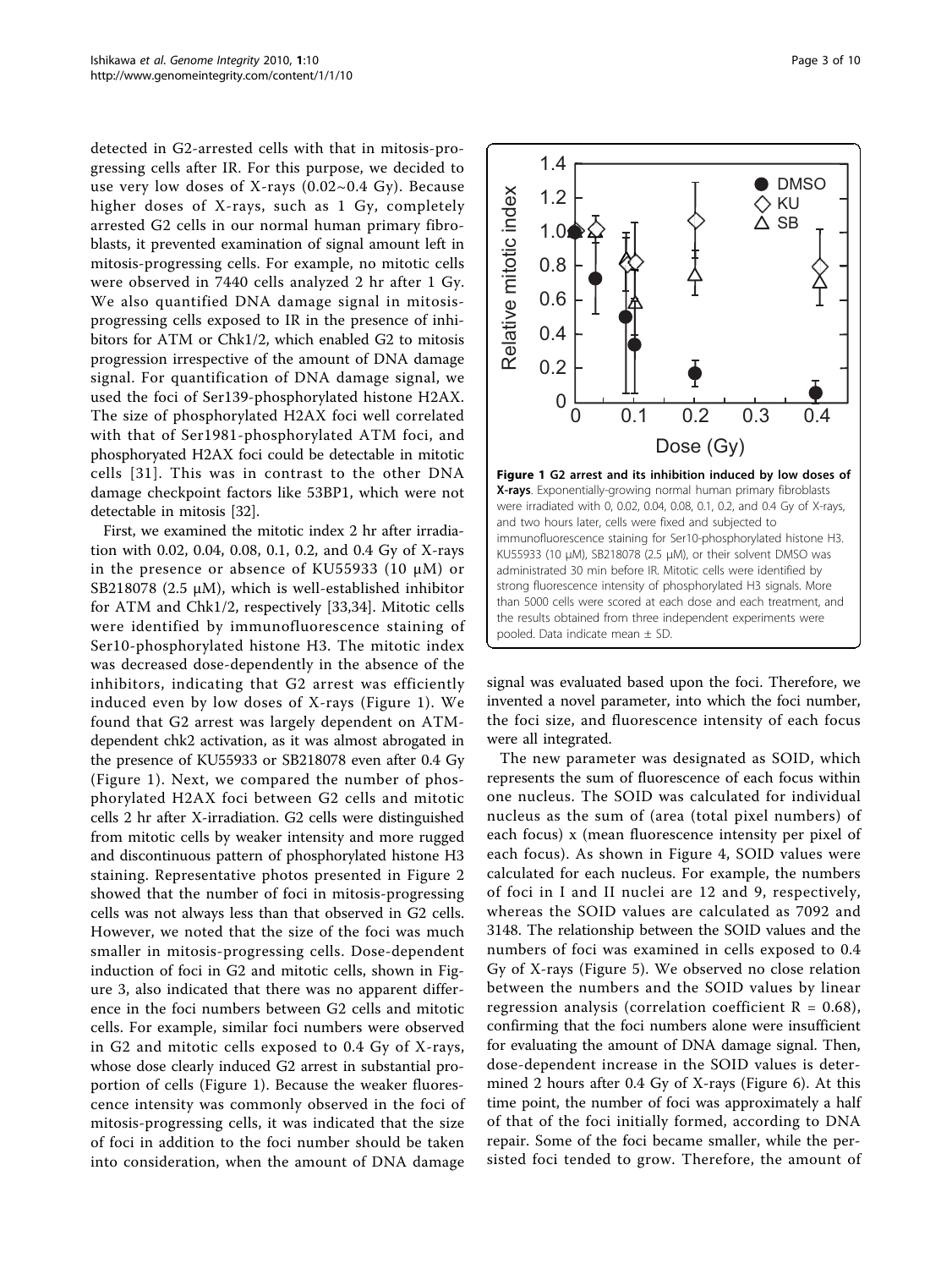detected in G2-arrested cells with that in mitosis-progressing cells after IR. For this purpose, we decided to use very low doses of X-rays (0.02~0.4 Gy). Because higher doses of X-rays, such as 1 Gy, completely arrested G2 cells in our normal human primary fibroblasts, it prevented examination of signal amount left in mitosis-progressing cells. For example, no mitotic cells were observed in 7440 cells analyzed 2 hr after 1 Gy. We also quantified DNA damage signal in mitosis-progressing cells exposed to IR in the presence of inhibitors for ATM or Chk1/2, which enabled G2 to mitosis progression irrespective of the amount of DNA damage signal. For quantification of DNA damage signal, we used the foci of Ser139-phosphorylated histone H2AX. The size of phosphorylated H2AX foci well correlated with that of Ser1981-phosphorylated ATM foci, and phosphoryated H2AX foci could be detectable in mitotic cells [31]. This was in contrast to the other DNA damage checkpoint factors like 53BP1, which were not detectable in mitosis [32].

First, we examined the mitotic index 2 hr after irradiation with 0.02, 0.04, 0.08, 0.1, 0.2, and 0.4 Gy of X-rays in the presence or absence of KU55933 (10 μM) or SB218078 (2.5 μM), which is well-established inhibitor for ATM and Chk1/2, respectively [33,34]. Mitotic cells were identified by immunofluorescence staining of Ser10-phosphorylated histone H3. The mitotic index was decreased dose-dependently in the absence of the inhibitors, indicating that G2 arrest was efficiently induced even by low doses of X-rays (Figure 1). We found that G2 arrest was largely dependent on ATM-dependent chk2 activation, as it was almost abrogated in the presence of KU55933 or SB218078 even after 0.4 Gy (Figure 1). Next, we compared the number of phosphorylated H2AX foci between G2 cells and mitotic cells 2 hr after X-irradiation. G2 cells were distinguished from mitotic cells by weaker intensity and more rugged and discontinuous pattern of phosphorylated histone H3 staining. Representative photos presented in Figure 2 showed that the number of foci in mitosis-progressing cells was not always less than that observed in G2 cells. However, we noted that the size of the foci was much smaller in mitosis-progressing cells. Dose-dependent induction of foci in G2 and mitotic cells, shown in Figure 3, also indicated that there was no apparent difference in the foci numbers between G2 cells and mitotic cells. For example, similar foci numbers were observed in G2 and mitotic cells exposed to 0.4 Gy of X-rays, whose dose clearly induced G2 arrest in substantial proportion of cells (Figure 1). Because the weaker fluorescence intensity was commonly observed in the foci of mitosis-progressing cells, it was indicated that the size of foci in addition to the foci number should be taken into consideration, when the amount of DNA damage signal was evaluated based upon the foci. Therefore, we invented a novel parameter, into which the foci number, the foci size, and fluorescence intensity of each focus were all integrated.

**Figure 1 G2 arrest and its inhibition induced by low doses of X-rays**. Exponentially-growing normal human primary fibroblasts were irradiated with 0, 0.02, 0.04, 0.08, 0.1, 0.2, and 0.4 Gy of X-rays, and two hours later, cells were fixed and subjected to immunofluorescence staining for Ser10-phosphorylated histone H3. KU55933 (10 μM), SB218078 (2.5 μM), or their solvent DMSO was administrated 30 min before IR. Mitotic cells were identified by strong fluorescence intensity of phosphorylated H3 signals. More than 5000 cells were scored at each dose and each treatment, and the results obtained from three independent experiments were pooled. Data indicate mean ± SD.

The new parameter was designated as SOID, which represents the sum of fluorescence of each focus within one nucleus. The SOID was calculated for individual nucleus as the sum of (area (total pixel numbers) of each focus) x (mean fluorescence intensity per pixel of each focus). As shown in Figure 4, SOID values were calculated for each nucleus. For example, the numbers of foci in I and II nuclei are 12 and 9, respectively, whereas the SOID values are calculated as 7092 and 3148. The relationship between the SOID values and the numbers of foci was examined in cells exposed to 0.4 Gy of X-rays (Figure 5). We observed no close relation between the numbers and the SOID values by linear regression analysis (correlation coefficient $R = 0.68$), confirming that the foci numbers alone were insufficient for evaluating the amount of DNA damage signal. Then, dose-dependent increase in the SOID values is determined 2 hours after 0.4 Gy of X-rays (Figure 6). At this time point, the number of foci was approximately a half of that of the foci initially formed, according to DNA repair. Some of the foci became smaller, while the persisted foci tended to grow. Therefore, the amount of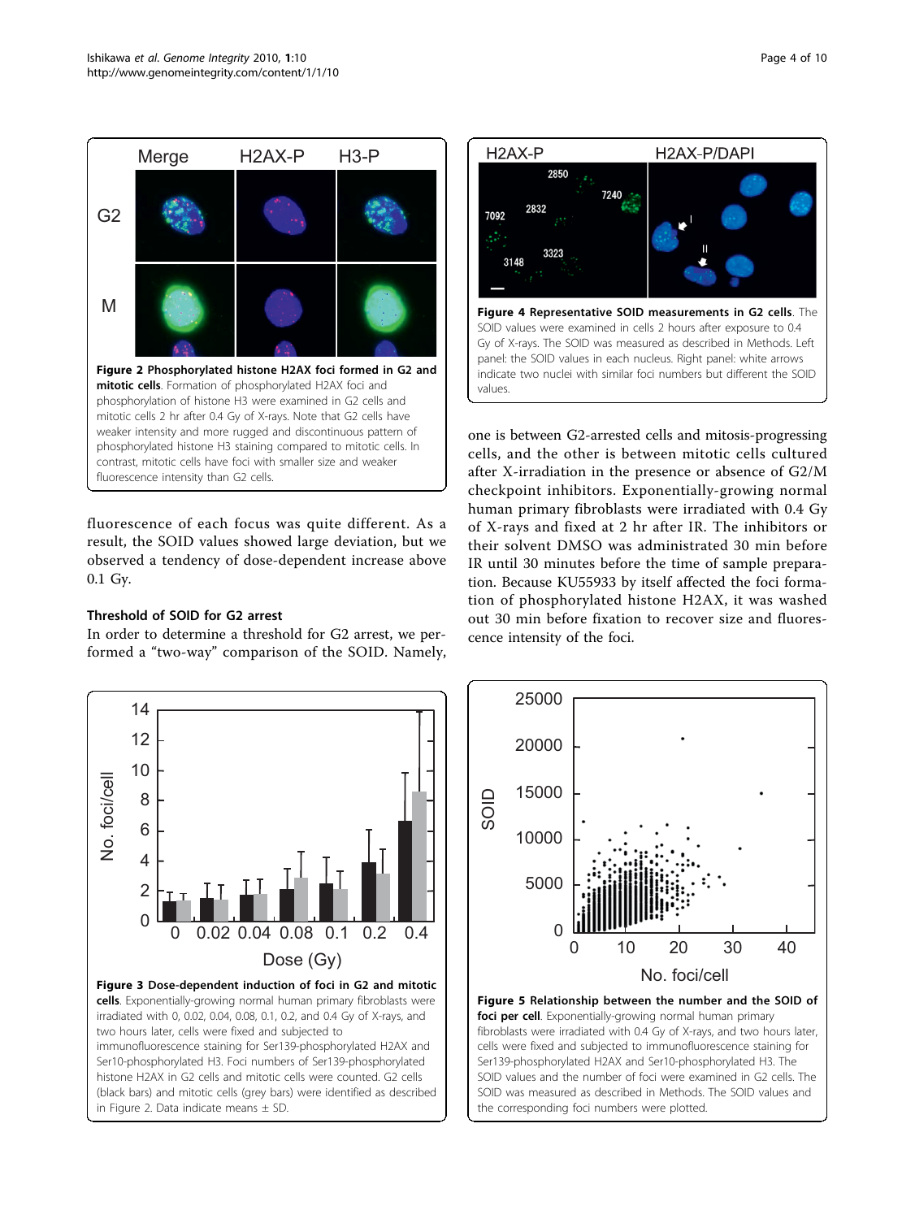**Figure 2 Phosphorylated histone H2AX foci formed in G2 and mitotic cells**. Formation of phosphorylated H2AX foci and phosphorylation of histone H3 were examined in G2 cells and mitotic cells 2 hr after 0.4 Gy of X-rays. Note that G2 cells have weaker intensity and more rugged and discontinuous pattern of phosphorylated histone H3 staining compared to mitotic cells. In contrast, mitotic cells have foci with smaller size and weaker fluorescence intensity than G2 cells.

**Figure 4 Representative SOID measurements in G2 cells**. The SOID values were examined in cells 2 hours after exposure to 0.4 Gy of X-rays. The SOID was measured as described in Methods. Left panel: the SOID values in each nucleus. Right panel: white arrows indicate two nuclei with similar foci numbers but different the SOID values.

fluorescence of each focus was quite different. As a result, the SOID values showed large deviation, but we observed a tendency of dose-dependent increase above 0.1 Gy.

### Threshold of SOID for G2 arrest

In order to determine a threshold for G2 arrest, we performed a "two-way" comparison of the SOID. Namely, one is between G2-arrested cells and mitosis-progressing cells, and the other is between mitotic cells cultured after X-irradiation in the presence or absence of G2/M checkpoint inhibitors. Exponentially-growing normal human primary fibroblasts were irradiated with 0.4 Gy of X-rays and fixed at 2 hr after IR. The inhibitors or their solvent DMSO was administrated 30 min before IR until 30 minutes before the time of sample preparation. Because KU55933 by itself affected the foci formation of phosphorylated histone H2AX, it was washed out 30 min before fixation to recover size and fluorescence intensity of the foci.

**Figure 3 Dose-dependent induction of foci in G2 and mitotic cells**. Exponentially-growing normal human primary fibroblasts were irradiated with 0, 0.02, 0.04, 0.08, 0.1, 0.2, and 0.4 Gy of X-rays, and two hours later, cells were fixed and subjected to immunofluorescence staining for Ser139-phosphorylated H2AX and Ser10-phosphorylated H3. Foci numbers of Ser139-phosphorylated histone H2AX in G2 cells and mitotic cells were counted. G2 cells (black bars) and mitotic cells (grey bars) were identified as described in Figure 2. Data indicate means ± SD.

**Figure 5 Relationship between the number and the SOID of foci per cell**. Exponentially-growing normal human primary fibroblasts were irradiated with 0.4 Gy of X-rays, and two hours later, cells were fixed and subjected to immunofluorescence staining for Ser139-phosphorylated H2AX and Ser10-phosphorylated H3. The SOID values and the number of foci were examined in G2 cells. The SOID was measured as described in Methods. The SOID values and the corresponding foci numbers were plotted.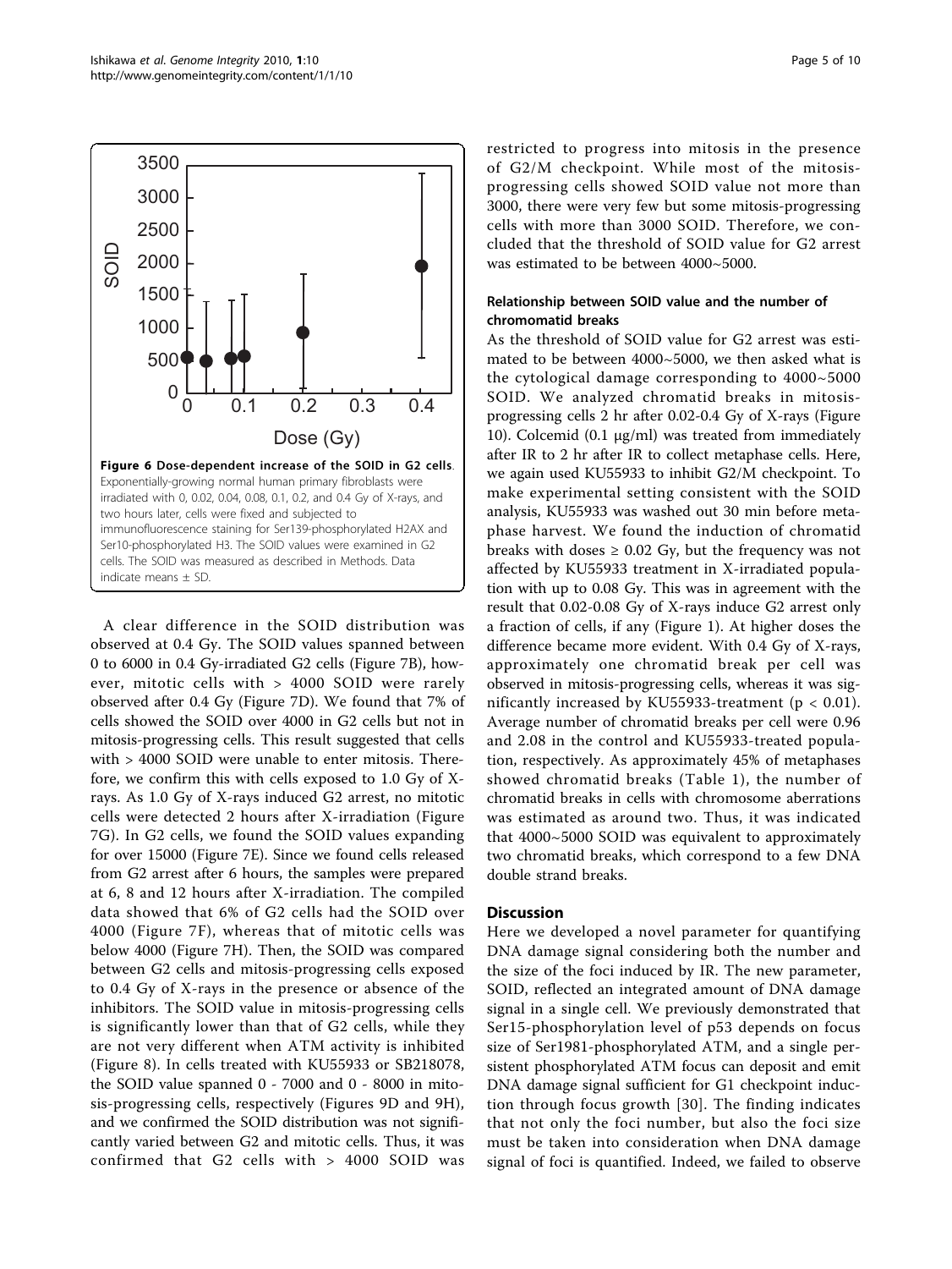**Figure 6 Dose-dependent increase of the SOID in G2 cells**. Exponentially-growing normal human primary fibroblasts were irradiated with 0, 0.02, 0.04, 0.08, 0.1, 0.2, and 0.4 Gy of X-rays, and two hours later, cells were fixed and subjected to immunofluorescence staining for Ser139-phosphorylated H2AX and Ser10-phosphorylated H3. The SOID values were examined in G2 cells. The SOID was measured as described in Methods. Data indicate means ± SD.

A clear difference in the SOID distribution was observed at 0.4 Gy. The SOID values spanned between 0 to 6000 in 0.4 Gy-irradiated G2 cells (Figure 7B), however, mitotic cells with > 4000 SOID were rarely observed after 0.4 Gy (Figure 7D). We found that 7% of cells showed the SOID over 4000 in G2 cells but not in mitosis-progressing cells. This result suggested that cells with > 4000 SOID were unable to enter mitosis. Therefore, we confirm this with cells exposed to 1.0 Gy of X-rays. As 1.0 Gy of X-rays induced G2 arrest, no mitotic cells were detected 2 hours after X-irradiation (Figure 7G). In G2 cells, we found the SOID values expanding for over 15000 (Figure 7E). Since we found cells released from G2 arrest after 6 hours, the samples were prepared at 6, 8 and 12 hours after X-irradiation. The compiled data showed that 6% of G2 cells had the SOID over 4000 (Figure 7F), whereas that of mitotic cells was below 4000 (Figure 7H). Then, the SOID was compared between G2 cells and mitosis-progressing cells exposed to 0.4 Gy of X-rays in the presence or absence of the inhibitors. The SOID value in mitosis-progressing cells is significantly lower than that of G2 cells, while they are not very different when ATM activity is inhibited (Figure 8). In cells treated with KU55933 or SB218078, the SOID value spanned 0 - 7000 and 0 - 8000 in mitosis-progressing cells, respectively (Figures 9D and 9H), and we confirmed the SOID distribution was not significantly varied between G2 and mitotic cells. Thus, it was confirmed that G2 cells with > 4000 SOID was restricted to progress into mitosis in the presence of G2/M checkpoint. While most of the mitosis-progressing cells showed SOID value not more than 3000, there were very few but some mitosis-progressing cells with more than 3000 SOID. Therefore, we concluded that the threshold of SOID value for G2 arrest was estimated to be between 4000~5000.

### Relationship between SOID value and the number of chromomatid breaks

As the threshold of SOID value for G2 arrest was estimated to be between 4000~5000, we then asked what is the cytological damage corresponding to 4000~5000 SOID. We analyzed chromatid breaks in mitosis-progressing cells 2 hr after 0.02-0.4 Gy of X-rays (Figure 10). Colcemid (0.1 μg/ml) was treated from immediately after IR to 2 hr after IR to collect metaphase cells. Here, we again used KU55933 to inhibit G2/M checkpoint. To make experimental setting consistent with the SOID analysis, KU55933 was washed out 30 min before metaphase harvest. We found the induction of chromatid breaks with doses ≥ 0.02 Gy, but the frequency was not affected by KU55933 treatment in X-irradiated population with up to 0.08 Gy. This was in agreement with the result that 0.02-0.08 Gy of X-rays induce G2 arrest only a fraction of cells, if any (Figure 1). At higher doses the difference became more evident. With 0.4 Gy of X-rays, approximately one chromatid break per cell was observed in mitosis-progressing cells, whereas it was significantly increased by KU55933-treatment ($p < 0.01$). Average number of chromatid breaks per cell were 0.96 and 2.08 in the control and KU55933-treated population, respectively. As approximately 45% of metaphases showed chromatid breaks (Table 1), the number of chromatid breaks in cells with chromosome aberrations was estimated as around two. Thus, it was indicated that 4000~5000 SOID was equivalent to approximately two chromatid breaks, which correspond to a few DNA double strand breaks.

## Discussion

Here we developed a novel parameter for quantifying DNA damage signal considering both the number and the size of the foci induced by IR. The new parameter, SOID, reflected an integrated amount of DNA damage signal in a single cell. We previously demonstrated that Ser15-phosphorylation level of p53 depends on focus size of Ser1981-phosphorylated ATM, and a single persistent phosphorylated ATM focus can deposit and emit DNA damage signal sufficient for G1 checkpoint induction through focus growth [30]. The finding indicates that not only the foci number, but also the foci size must be taken into consideration when DNA damage signal of foci is quantified. Indeed, we failed to observe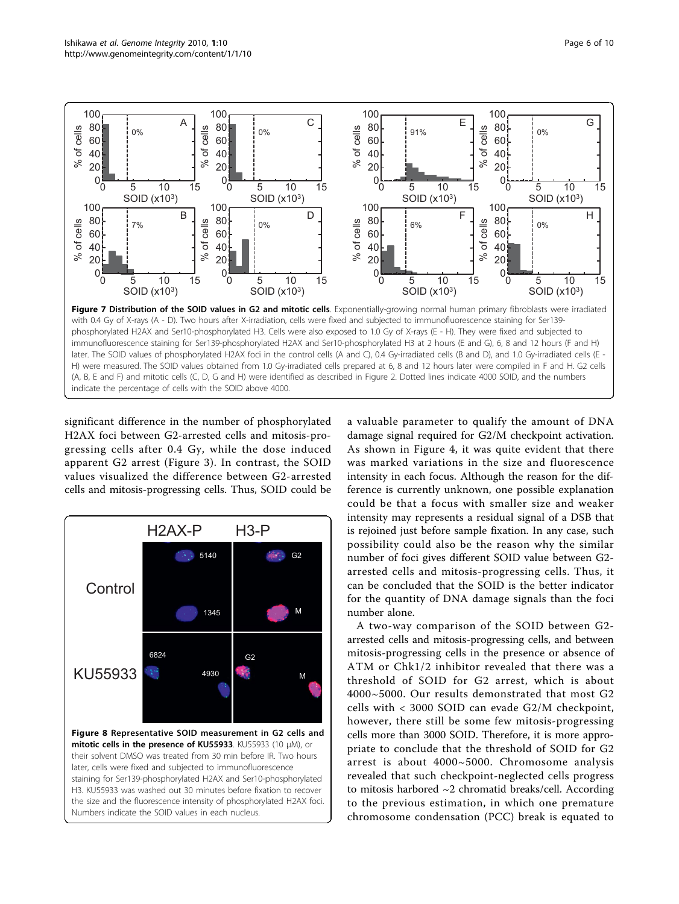**Figure 7 Distribution of the SOID values in G2 and mitotic cells**. Exponentially-growing normal human primary fibroblasts were irradiated with 0.4 Gy of X-rays (A - D). Two hours after X-irradiation, cells were fixed and subjected to immunofluorescence staining for Ser139-phosphorylated H2AX and Ser10-phosphorylated H3. Cells were also exposed to 1.0 Gy of X-rays (E - H). They were fixed and subjected to immunofluorescence staining for Ser139-phosphorylated H2AX and Ser10-phosphorylated H3 at 2 hours (E and G), 6, 8 and 12 hours (F and H) later. The SOID values of phosphorylated H2AX foci in the control cells (A and C), 0.4 Gy-irradiated cells (B and D), and 1.0 Gy-irradiated cells (E - H) were measured. The SOID values obtained from 1.0 Gy-irradiated cells prepared at 6, 8 and 12 hours later were compiled in F and H. G2 cells (A, B, E and F) and mitotic cells (C, D, G and H) were identified as described in Figure 2. Dotted lines indicate 4000 SOID, and the numbers indicate the percentage of cells with the SOID above 4000.

significant difference in the number of phosphorylated H2AX foci between G2-arrested cells and mitosis-progressing cells after 0.4 Gy, while the dose induced apparent G2 arrest (Figure 3). In contrast, the SOID values visualized the difference between G2-arrested cells and mitosis-progressing cells. Thus, SOID could be a valuable parameter to qualify the amount of DNA damage signal required for G2/M checkpoint activation. As shown in Figure 4, it was quite evident that there was marked variations in the size and fluorescence intensity in each focus. Although the reason for the difference is currently unknown, one possible explanation could be that a focus with smaller size and weaker intensity may represents a residual signal of a DSB that is rejoined just before sample fixation. In any case, such possibility could also be the reason why the similar number of foci gives different SOID value between G2-arrested cells and mitosis-progressing cells. Thus, it can be concluded that the SOID is the better indicator for the quantity of DNA damage signals than the foci number alone.

**Figure 8 Representative SOID measurement in G2 cells and mitotic cells in the presence of KU55933**. KU55933 (10 μM), or their solvent DMSO was treated from 30 min before IR. Two hours later, cells were fixed and subjected to immunofluorescence staining for Ser139-phosphorylated H2AX and Ser10-phosphorylated H3. KU55933 was washed out 30 minutes before fixation to recover the size and the fluorescence intensity of phosphorylated H2AX foci. Numbers indicate the SOID values in each nucleus.

A two-way comparison of the SOID between G2-arrested cells and mitosis-progressing cells, and between mitosis-progressing cells in the presence or absence of ATM or Chk1/2 inhibitor revealed that there was a threshold of SOID for G2 arrest, which is about 4000~5000. Our results demonstrated that most G2 cells with < 3000 SOID can evade G2/M checkpoint, however, there still be some few mitosis-progressing cells more than 3000 SOID. Therefore, it is more appropriate to conclude that the threshold of SOID for G2 arrest is about 4000~5000. Chromosome analysis revealed that such checkpoint-neglected cells progress to mitosis harbored ~2 chromatid breaks/cell. According to the previous estimation, in which one premature chromosome condensation (PCC) break is equated to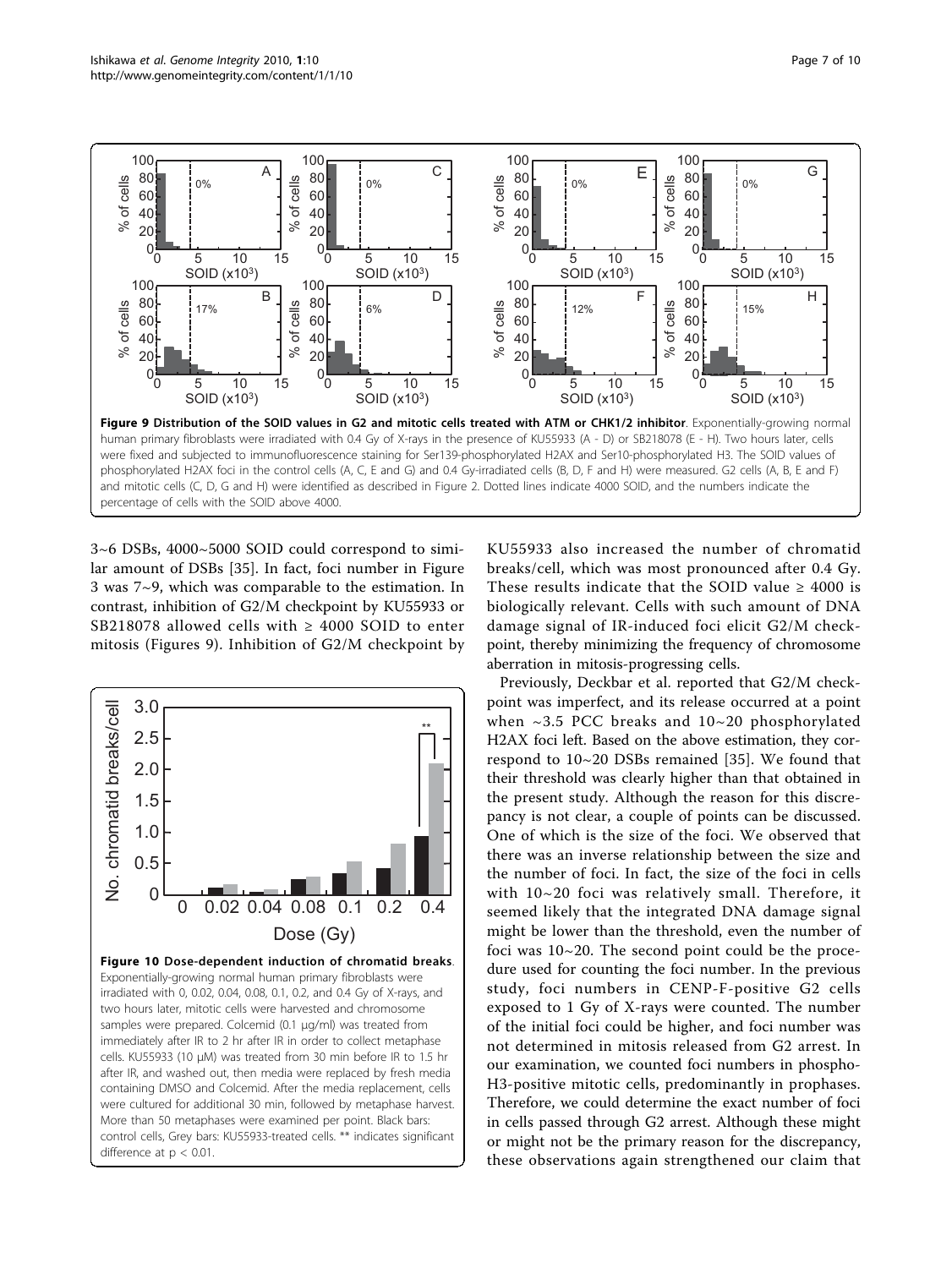**Figure 9 Distribution of the SOID values in G2 and mitotic cells treated with ATM or CHK1/2 inhibitor**. Exponentially-growing normal human primary fibroblasts were irradiated with 0.4 Gy of X-rays in the presence of KU55933 (A - D) or SB218078 (E - H). Two hours later, cells were fixed and subjected to immunofluorescence staining for Ser139-phosphorylated H2AX and Ser10-phosphorylated H3. The SOID values of phosphorylated H2AX foci in the control cells (A, C, E and G) and 0.4 Gy-irradiated cells (B, D, F and H) were measured. G2 cells (A, B, E and F) and mitotic cells (C, D, G and H) were identified as described in Figure 2. Dotted lines indicate 4000 SOID, and the numbers indicate the percentage of cells with the SOID above 4000.

3~6 DSBs, 4000~5000 SOID could correspond to similar amount of DSBs [35]. In fact, foci number in Figure 3 was 7~9, which was comparable to the estimation. In contrast, inhibition of G2/M checkpoint by KU55933 or SB218078 allowed cells with ≥ 4000 SOID to enter mitosis (Figures 9). Inhibition of G2/M checkpoint by KU55933 also increased the number of chromatid breaks/cell, which was most pronounced after 0.4 Gy. These results indicate that the SOID value ≥ 4000 is biologically relevant. Cells with such amount of DNA damage signal of IR-induced foci elicit G2/M checkpoint, thereby minimizing the frequency of chromosome aberration in mitosis-progressing cells.

**Figure 10 Dose-dependent induction of chromatid breaks**. Exponentially-growing normal human primary fibroblasts were irradiated with 0, 0.02, 0.04, 0.08, 0.1, 0.2, and 0.4 Gy of X-rays, and two hours later, mitotic cells were harvested and chromosome samples were prepared. Colcemid (0.1 μg/ml) was treated from immediately after IR to 2 hr after IR in order to collect metaphase cells. KU55933 (10 μM) was treated from 30 min before IR to 1.5 hr after IR, and washed out, then media were replaced by fresh media containing DMSO and Colcemid. After the media replacement, cells were cultured for additional 30 min, followed by metaphase harvest. More than 50 metaphases were examined per point. Black bars: control cells, Grey bars: KU55933-treated cells. ** indicates significant difference at $p < 0.01$.

Previously, Deckbar et al. reported that G2/M checkpoint was imperfect, and its release occurred at a point when ~3.5 PCC breaks and 10~20 phosphorylated H2AX foci left. Based on the above estimation, they correspond to 10~20 DSBs remained [35]. We found that their threshold was clearly higher than that obtained in the present study. Although the reason for this discrepancy is not clear, a couple of points can be discussed. One of which is the size of the foci. We observed that there was an inverse relationship between the size and the number of foci. In fact, the size of the foci in cells with 10~20 foci was relatively small. Therefore, it seemed likely that the integrated DNA damage signal might be lower than the threshold, even the number of foci was 10~20. The second point could be the procedure used for counting the foci number. In the previous study, foci numbers in CENP-F-positive G2 cells exposed to 1 Gy of X-rays were counted. The number of the initial foci could be higher, and foci number was not determined in mitosis released from G2 arrest. In our examination, we counted foci numbers in phospho-H3-positive mitotic cells, predominantly in prophases. Therefore, we could determine the exact number of foci in cells passed through G2 arrest. Although these might or might not be the primary reason for the discrepancy, these observations again strengthened our claim that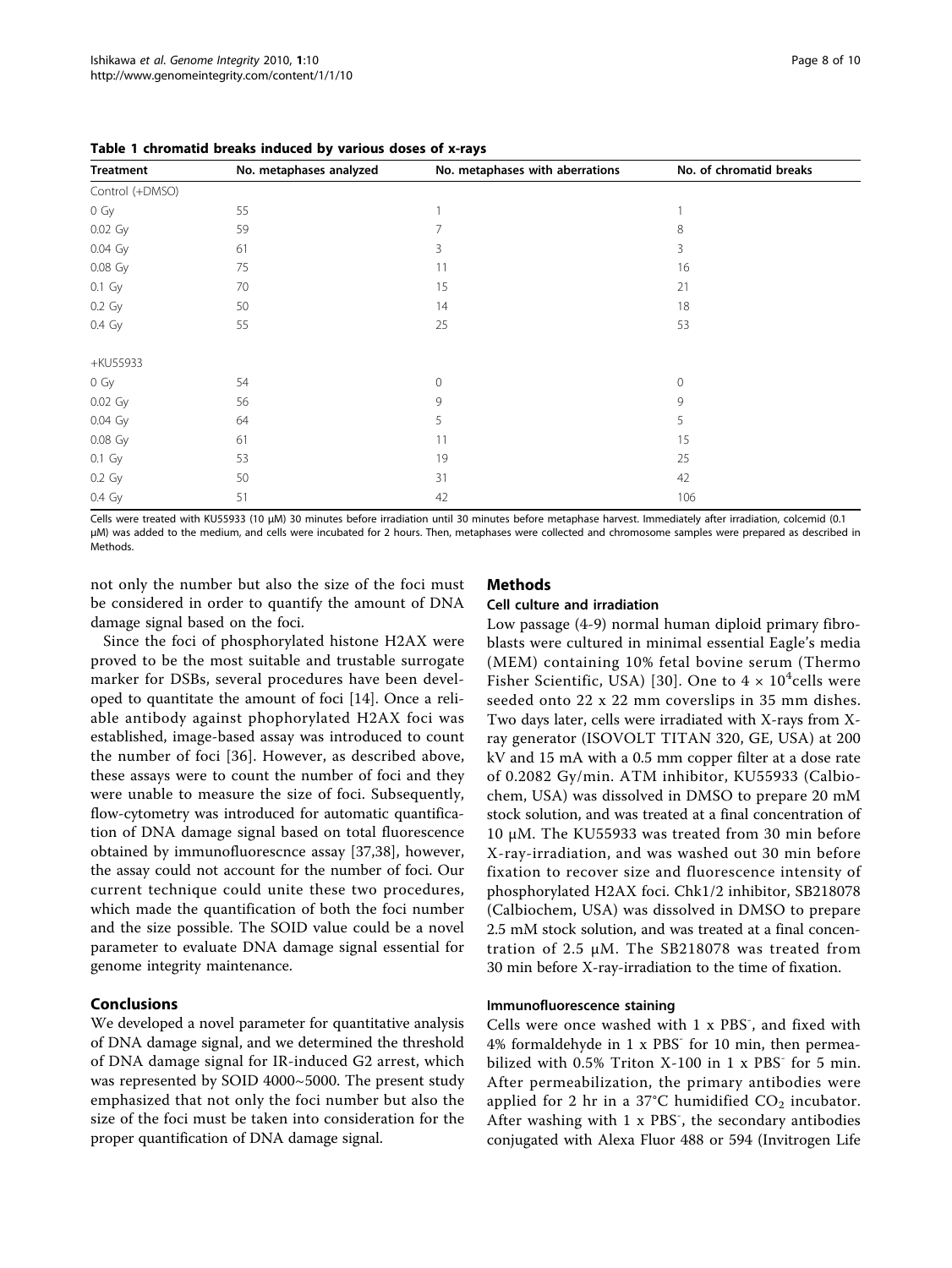**Table 1 chromatid breaks induced by various doses of x-rays**

| Treatment | No. metaphases analyzed | No. metaphases with aberrations | No. of chromatid breaks |
|---|---|---|---|
| Control (+DMSO) | | | |
| 0 Gy | 55 | 1 | 1 |
| 0.02 Gy | 59 | 7 | 8 |
| 0.04 Gy | 61 | 3 | 3 |
| 0.08 Gy | 75 | 11 | 16 |
| 0.1 Gy | 70 | 15 | 21 |
| 0.2 Gy | 50 | 14 | 18 |
| 0.4 Gy | 55 | 25 | 53 |
| +KU55933 | | | |
| 0 Gy | 54 | 0 | 0 |
| 0.02 Gy | 56 | 9 | 9 |
| 0.04 Gy | 64 | 5 | 5 |
| 0.08 Gy | 61 | 11 | 15 |
| 0.1 Gy | 53 | 19 | 25 |
| 0.2 Gy | 50 | 31 | 42 |
| 0.4 Gy | 51 | 42 | 106 |

Cells were treated with KU55933 (10 μM) 30 minutes before irradiation until 30 minutes before metaphase harvest. Immediately after irradiation, colcemid (0.1 μM) was added to the medium, and cells were incubated for 2 hours. Then, metaphases were collected and chromosome samples were prepared as described in Methods.

not only the number but also the size of the foci must be considered in order to quantify the amount of DNA damage signal based on the foci.

Since the foci of phosphorylated histone H2AX were proved to be the most suitable and trustable surrogate marker for DSBs, several procedures have been developed to quantitate the amount of foci [14]. Once a reliable antibody against phophorylated H2AX foci was established, image-based assay was introduced to count the number of foci [36]. However, as described above, these assays were to count the number of foci and they were unable to measure the size of foci. Subsequently, flow-cytometry was introduced for automatic quantification of DNA damage signal based on total fluorescence obtained by immunofluorescnce assay [37,38], however, the assay could not account for the number of foci. Our current technique could unite these two procedures, which made the quantification of both the foci number and the size possible. The SOID value could be a novel parameter to evaluate DNA damage signal essential for genome integrity maintenance.

## Conclusions

We developed a novel parameter for quantitative analysis of DNA damage signal, and we determined the threshold of DNA damage signal for IR-induced G2 arrest, which was represented by SOID 4000~5000. The present study emphasized that not only the foci number but also the size of the foci must be taken into consideration for the proper quantification of DNA damage signal.

## Methods

### Cell culture and irradiation

Low passage (4-9) normal human diploid primary fibroblasts were cultured in minimal essential Eagle's media (MEM) containing 10% fetal bovine serum (Thermo Fisher Scientific, USA) [30]. One to $4 \times 10^4$cells were seeded onto 22 x 22 mm coverslips in 35 mm dishes. Two days later, cells were irradiated with X-rays from X-ray generator (ISOVOLT TITAN 320, GE, USA) at 200 kV and 15 mA with a 0.5 mm copper filter at a dose rate of 0.2082 Gy/min. ATM inhibitor, KU55933 (Calbiochem, USA) was dissolved in DMSO to prepare 20 mM stock solution, and was treated at a final concentration of 10 μM. The KU55933 was treated from 30 min before X-ray-irradiation, and was washed out 30 min before fixation to recover size and fluorescence intensity of phosphorylated H2AX foci. Chk1/2 inhibitor, SB218078 (Calbiochem, USA) was dissolved in DMSO to prepare 2.5 mM stock solution, and was treated at a final concentration of 2.5 μM. The SB218078 was treated from 30 min before X-ray-irradiation to the time of fixation.

### Immunofluorescence staining

Cells were once washed with 1 x $PBS^-$, and fixed with 4% formaldehyde in 1 x $PBS^-$ for 10 min, then permeabilized with 0.5% Triton X-100 in 1 x $PBS^-$ for 5 min. After permeabilization, the primary antibodies were applied for 2 hr in a 37°C humidified $CO_2$ incubator. After washing with 1 x $PBS^-$, the secondary antibodies conjugated with Alexa Fluor 488 or 594 (Invitrogen Life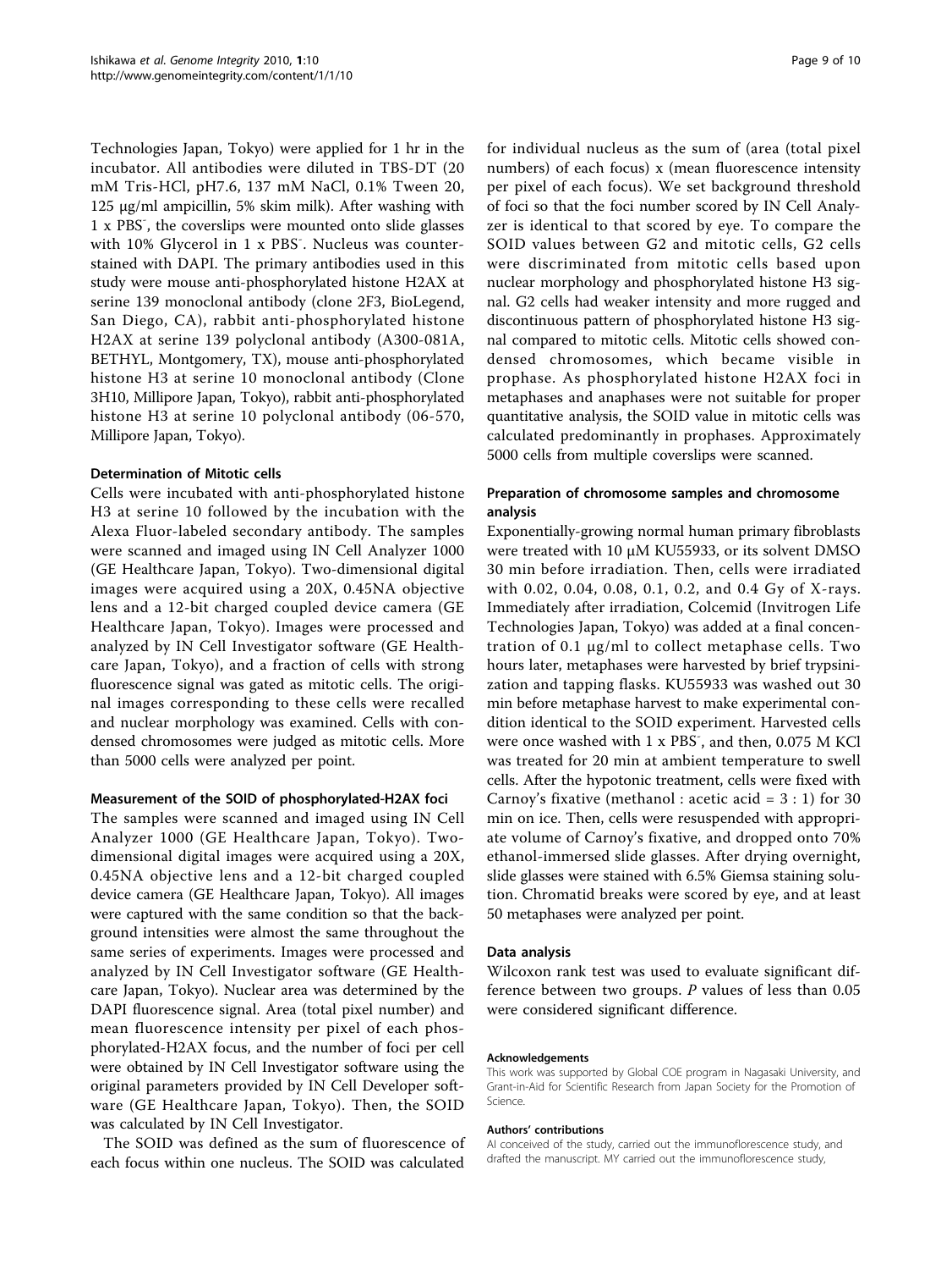Technologies Japan, Tokyo) were applied for 1 hr in the incubator. All antibodies were diluted in TBS-DT (20 mM Tris-HCl, pH7.6, 137 mM NaCl, 0.1% Tween 20, 125 μg/ml ampicillin, 5% skim milk). After washing with 1 x PBS$^-$, the coverslips were mounted onto slide glasses with 10% Glycerol in 1 x PBS$^-$. Nucleus was counterstained with DAPI. The primary antibodies used in this study were mouse anti-phosphorylated histone H2AX at serine 139 monoclonal antibody (clone 2F3, BioLegend, San Diego, CA), rabbit anti-phosphorylated histone H2AX at serine 139 polyclonal antibody (A300-081A, BETHYL, Montgomery, TX), mouse anti-phosphorylated histone H3 at serine 10 monoclonal antibody (Clone 3H10, Millipore Japan, Tokyo), rabbit anti-phosphorylated histone H3 at serine 10 polyclonal antibody (06-570, Millipore Japan, Tokyo).

### Determination of Mitotic cells

Cells were incubated with anti-phosphorylated histone H3 at serine 10 followed by the incubation with the Alexa Fluor-labeled secondary antibody. The samples were scanned and imaged using IN Cell Analyzer 1000 (GE Healthcare Japan, Tokyo). Two-dimensional digital images were acquired using a 20X, 0.45NA objective lens and a 12-bit charged coupled device camera (GE Healthcare Japan, Tokyo). Images were processed and analyzed by IN Cell Investigator software (GE Healthcare Japan, Tokyo), and a fraction of cells with strong fluorescence signal was gated as mitotic cells. The original images corresponding to these cells were recalled and nuclear morphology was examined. Cells with condensed chromosomes were judged as mitotic cells. More than 5000 cells were analyzed per point.

### Measurement of the SOID of phosphorylated-H2AX foci

The samples were scanned and imaged using IN Cell Analyzer 1000 (GE Healthcare Japan, Tokyo). Two-dimensional digital images were acquired using a 20X, 0.45NA objective lens and a 12-bit charged coupled device camera (GE Healthcare Japan, Tokyo). All images were captured with the same condition so that the background intensities were almost the same throughout the same series of experiments. Images were processed and analyzed by IN Cell Investigator software (GE Healthcare Japan, Tokyo). Nuclear area was determined by the DAPI fluorescence signal. Area (total pixel number) and mean fluorescence intensity per pixel of each phosphorylated-H2AX focus, and the number of foci per cell were obtained by IN Cell Investigator software using the original parameters provided by IN Cell Developer software (GE Healthcare Japan, Tokyo). Then, the SOID was calculated by IN Cell Investigator.

The SOID was defined as the sum of fluorescence of each focus within one nucleus. The SOID was calculated for individual nucleus as the sum of (area (total pixel numbers) of each focus) x (mean fluorescence intensity per pixel of each focus). We set background threshold of foci so that the foci number scored by IN Cell Analyzer is identical to that scored by eye. To compare the SOID values between G2 and mitotic cells, G2 cells were discriminated from mitotic cells based upon nuclear morphology and phosphorylated histone H3 signal. G2 cells had weaker intensity and more rugged and discontinuous pattern of phosphorylated histone H3 signal compared to mitotic cells. Mitotic cells showed condensed chromosomes, which became visible in prophase. As phosphorylated histone H2AX foci in metaphases and anaphases were not suitable for proper quantitative analysis, the SOID value in mitotic cells was calculated predominantly in prophases. Approximately 5000 cells from multiple coverslips were scanned.

### Preparation of chromosome samples and chromosome analysis

Exponentially-growing normal human primary fibroblasts were treated with 10 μM KU55933, or its solvent DMSO 30 min before irradiation. Then, cells were irradiated with 0.02, 0.04, 0.08, 0.1, 0.2, and 0.4 Gy of X-rays. Immediately after irradiation, Colcemid (Invitrogen Life Technologies Japan, Tokyo) was added at a final concentration of 0.1 μg/ml to collect metaphase cells. Two hours later, metaphases were harvested by brief trypsinization and tapping flasks. KU55933 was washed out 30 min before metaphase harvest to make experimental condition identical to the SOID experiment. Harvested cells were once washed with 1 x PBS$^-$, and then, 0.075 M KCl was treated for 20 min at ambient temperature to swell cells. After the hypotonic treatment, cells were fixed with Carnoy's fixative (methanol : acetic acid = 3 : 1) for 30 min on ice. Then, cells were resuspended with appropriate volume of Carnoy's fixative, and dropped onto 70% ethanol-immersed slide glasses. After drying overnight, slide glasses were stained with 6.5% Giemsa staining solution. Chromatid breaks were scored by eye, and at least 50 metaphases were analyzed per point.

### Data analysis

Wilcoxon rank test was used to evaluate significant difference between two groups. *P* values of less than 0.05 were considered significant difference.

#### Acknowledgements

This work was supported by Global COE program in Nagasaki University, and Grant-in-Aid for Scientific Research from Japan Society for the Promotion of Science.

#### Authors' contributions

AI conceived of the study, carried out the immunofluorescence study, and drafted the manuscript. MY carried out the immunofluorescence study,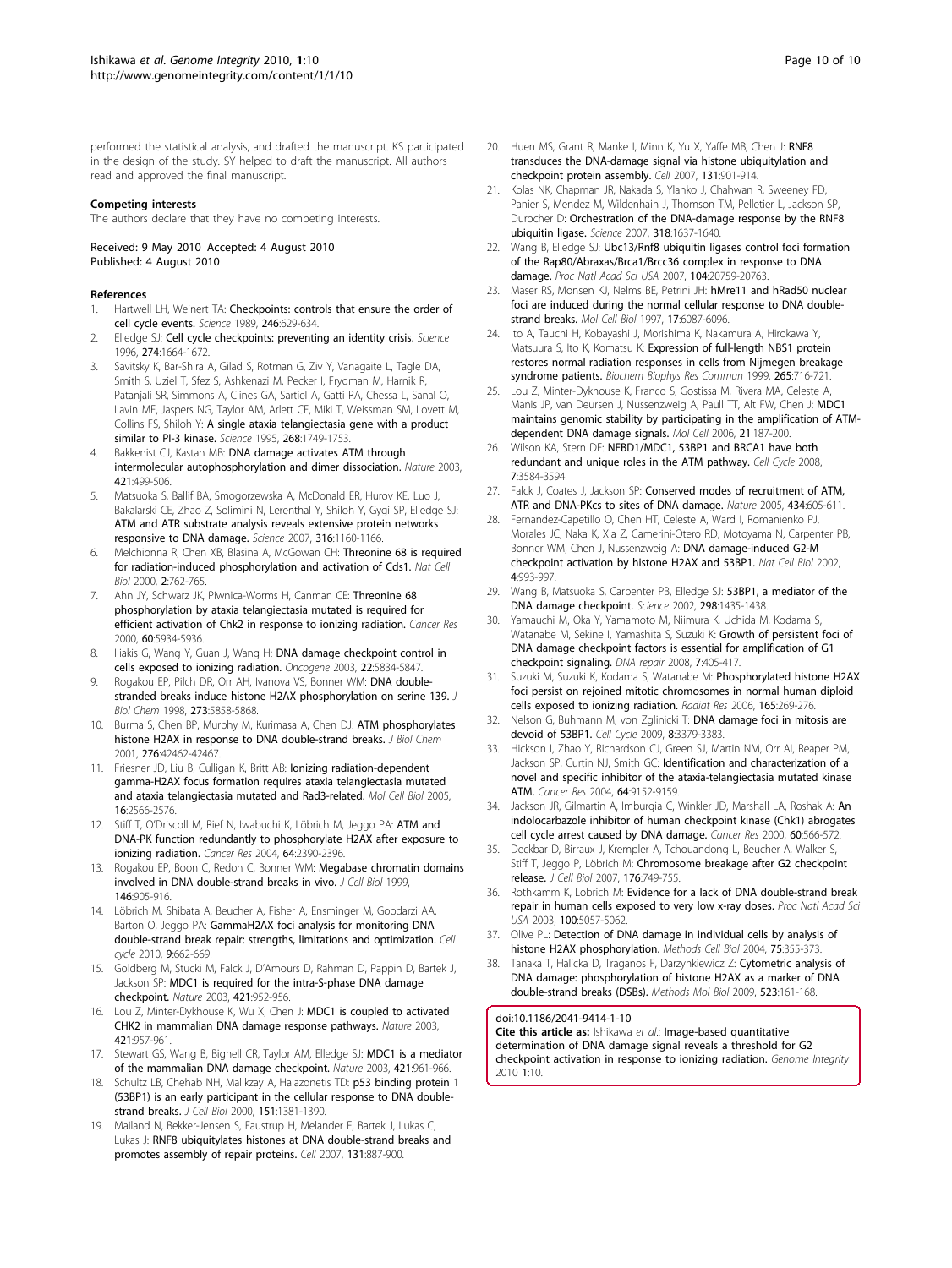performed the statistical analysis, and drafted the manuscript. KS participated in the design of the study. SY helped to draft the manuscript. All authors read and approved the final manuscript.

### Competing interests

The authors declare that they have no competing interests.

Received: 9 May 2010 Accepted: 4 August 2010
Published: 4 August 2010

### References

1. Hartwell LH, Weinert TA: Checkpoints: controls that ensure the order of cell cycle events. *Science* 1989, **246**:629-634.
2. Elledge SJ: Cell cycle checkpoints: preventing an identity crisis. *Science* 1996, **274**:1664-1672.
3. Savitsky K, Bar-Shira A, Gilad S, Rotman G, Ziv Y, Vanagaite L, Tagle DA, Smith S, Uziel T, Sfez S, Ashkenazi M, Pecker I, Frydman M, Harnik R, Patanjali SR, Simmons A, Clines GA, Sartiel A, Gatti RA, Chessa L, Sanal O, Lavin MF, Jaspers NG, Taylor AM, Arlett CF, Miki T, Weissman SM, Lovett M, Collins FS, Shiloh Y: A single ataxia telangiectasia gene with a product similar to PI-3 kinase. *Science* 1995, **268**:1749-1753.
4. Bakkenist CJ, Kastan MB: DNA damage activates ATM through intermolecular autophosphorylation and dimer dissociation. *Nature* 2003, **421**:499-506.
5. Matsuoka S, Ballif BA, Smogorzewska A, McDonald ER, Hurov KE, Luo J, Bakalarski CE, Zhao Z, Solimini N, Lerenthal Y, Shiloh Y, Gygi SP, Elledge SJ: ATM and ATR substrate analysis reveals extensive protein networks responsive to DNA damage. *Science* 2007, **316**:1160-1166.
6. Melchionna R, Chen XB, Blasina A, McGowan CH: Threonine 68 is required for radiation-induced phosphorylation and activation of Cds1. *Nat Cell Biol* 2000, **2**:762-765.
7. Ahn JY, Schwarz JK, Piwnica-Worms H, Canman CE: Threonine 68 phosphorylation by ataxia telangiectasia mutated is required for efficient activation of Chk2 in response to ionizing radiation. *Cancer Res* 2000, **60**:5934-5936.
8. Iliakis G, Wang Y, Guan J, Wang H: DNA damage checkpoint control in cells exposed to ionizing radiation. *Oncogene* 2003, **22**:5834-5847.
9. Rogakou EP, Pilch DR, Orr AH, Ivanova VS, Bonner WM: DNA double-stranded breaks induce histone H2AX phosphorylation on serine 139. *J Biol Chem* 1998, **273**:5858-5868.
10. Burma S, Chen BP, Murphy M, Kurimasa A, Chen DJ: ATM phosphorylates histone H2AX in response to DNA double-strand breaks. *J Biol Chem* 2001, **276**:42462-42467.
11. Friesner JD, Liu B, Culligan K, Britt AB: Ionizing radiation-dependent gamma-H2AX focus formation requires ataxia telangiectasia mutated and ataxia telangiectasia mutated and Rad3-related. *Mol Cell Biol* 2005, **16**:2566-2576.
12. Stiff T, O'Driscoll M, Rief N, Iwabuchi K, Löbrich M, Jeggo PA: ATM and DNA-PK function redundantly to phosphorylate H2AX after exposure to ionizing radiation. *Cancer Res* 2004, **64**:2390-2396.
13. Rogakou EP, Boon C, Redon C, Bonner WM: Megabase chromatin domains involved in DNA double-strand breaks in vivo. *J Cell Biol* 1999, **146**:905-916.
14. Löbrich M, Shibata A, Beucher A, Fisher A, Ensminger M, Goodarzi AA, Barton O, Jeggo PA: GammaH2AX foci analysis for monitoring DNA double-strand break repair: strengths, limitations and optimization. *Cell cycle* 2010, **9**:662-669.
15. Goldberg M, Stucki M, Falck J, D'Amours D, Rahman D, Pappin D, Bartek J, Jackson SP: MDC1 is required for the intra-S-phase DNA damage checkpoint. *Nature* 2003, **421**:952-956.
16. Lou Z, Minter-Dykhouse K, Wu X, Chen J: MDC1 is coupled to activated CHK2 in mammalian DNA damage response pathways. *Nature* 2003, **421**:957-961.
17. Stewart GS, Wang B, Bignell CR, Taylor AM, Elledge SJ: MDC1 is a mediator of the mammalian DNA damage checkpoint. *Nature* 2003, **421**:961-966.
18. Schultz LB, Chehab NH, Malikzay A, Halazonetis TD: p53 binding protein 1 (53BP1) is an early participant in the cellular response to DNA double-strand breaks. *J Cell Biol* 2000, **151**:1381-1390.
19. Mailand N, Bekker-Jensen S, Faustrup H, Melander F, Bartek J, Lukas C, Lukas J: RNF8 ubiquitylates histones at DNA double-strand breaks and promotes assembly of repair proteins. *Cell* 2007, **131**:887-900.
20. Huen MS, Grant R, Manke I, Minn K, Yu X, Yaffe MB, Chen J: RNF8 transduces the DNA-damage signal via histone ubiquitylation and checkpoint protein assembly. *Cell* 2007, **131**:901-914.
21. Kolas NK, Chapman JR, Nakada S, Ylanko J, Chahwan R, Sweeney FD, Panier S, Mendez M, Wildenhain J, Thomson TM, Pelletier L, Jackson SP, Durocher D: Orchestration of the DNA-damage response by the RNF8 ubiquitin ligase. *Science* 2007, **318**:1637-1640.
22. Wang B, Elledge SJ: Ubc13/Rnf8 ubiquitin ligases control foci formation of the Rap80/Abraxas/Brca1/Brcc36 complex in response to DNA damage. *Proc Natl Acad Sci USA* 2007, **104**:20759-20763.
23. Maser RS, Monsen KJ, Nelms BE, Petrini JH: hMre11 and hRad50 nuclear foci are induced during the normal cellular response to DNA double-strand breaks. *Mol Cell Biol* 1997, **17**:6087-6096.
24. Ito A, Tauchi H, Kobayashi J, Morishima K, Nakamura A, Hirokawa Y, Matsuura S, Ito K, Komatsu K: Expression of full-length NBS1 protein restores normal radiation responses in cells from Nijmegen breakage syndrome patients. *Biochem Biophys Res Commun* 1999, **265**:716-721.
25. Lou Z, Minter-Dykhouse K, Franco S, Gostissa M, Rivera MA, Celeste A, Manis JP, van Deursen J, Nussenzweig A, Paull TT, Alt FW, Chen J: MDC1 maintains genomic stability by participating in the amplification of ATM-dependent DNA damage signals. *Mol Cell* 2006, **21**:187-200.
26. Wilson KA, Stern DF: NFBD1/MDC1, 53BP1 and BRCA1 have both redundant and unique roles in the ATM pathway. *Cell Cycle* 2008, **7**:3584-3594.
27. Falck J, Coates J, Jackson SP: Conserved modes of recruitment of ATM, ATR and DNA-PKcs to sites of DNA damage. *Nature* 2005, **434**:605-611.
28. Fernandez-Capetillo O, Chen HT, Celeste A, Ward I, Romanienko PJ, Morales JC, Naka K, Xia Z, Camerini-Otero RD, Motoyama N, Carpenter PB, Bonner WM, Chen J, Nussenzweig A: DNA damage-induced G2-M checkpoint activation by histone H2AX and 53BP1. *Nat Cell Biol* 2002, **4**:993-997.
29. Wang B, Matsuoka S, Carpenter PB, Elledge SJ: 53BP1, a mediator of the DNA damage checkpoint. *Science* 2002, **298**:1435-1438.
30. Yamauchi M, Oka Y, Yamamoto M, Niimura K, Uchida M, Kodama S, Watanabe M, Sekine I, Yamashita S, Suzuki K: Growth of persistent foci of DNA damage checkpoint factors is essential for amplification of G1 checkpoint signaling. *DNA repair* 2008, **7**:405-417.
31. Suzuki M, Suzuki K, Kodama S, Watanabe M: Phosphorylated histone H2AX foci persist on rejoined mitotic chromosomes in normal human diploid cells exposed to ionizing radiation. *Radiat Res* 2006, **165**:269-276.
32. Nelson G, Buhmann M, von Zglinicki T: DNA damage foci in mitosis are devoid of 53BP1. *Cell Cycle* 2009, **8**:3379-3383.
33. Hickson I, Zhao Y, Richardson CJ, Green SJ, Martin NM, Orr AI, Reaper PM, Jackson SP, Curtin NJ, Smith GC: Identification and characterization of a novel and specific inhibitor of the ataxia-telangiectasia mutated kinase ATM. *Cancer Res* 2004, **64**:9152-9159.
34. Jackson JR, Gilmartin A, Imburgia C, Winkler JD, Marshall LA, Roshak A: An indolocarbazole inhibitor of human checkpoint kinase (Chk1) abrogates cell cycle arrest caused by DNA damage. *Cancer Res* 2000, **60**:566-572.
35. Deckbar D, Birraux J, Krempler A, Tchouandong L, Beucher A, Walker S, Stiff T, Jeggo P, Löbrich M: Chromosome breakage after G2 checkpoint release. *J Cell Biol* 2007, **176**:749-755.
36. Rothkamm K, Lobrich M: Evidence for a lack of DNA double-strand break repair in human cells exposed to very low x-ray doses. *Proc Natl Acad Sci USA* 2003, **100**:5057-5062.
37. Olive PL: Detection of DNA damage in individual cells by analysis of histone H2AX phosphorylation. *Methods Cell Biol* 2004, **75**:355-373.
38. Tanaka T, Halicka D, Traganos F, Darzynkiewicz Z: Cytometric analysis of DNA damage: phosphorylation of histone H2AX as a marker of DNA double-strand breaks (DSBs). *Methods Mol Biol* 2009, **523**:161-168.

doi:10.1186/2041-9414-1-10

**Cite this article as:** Ishikawa *et al.*: Image-based quantitative determination of DNA damage signal reveals a threshold for G2 checkpoint activation in response to ionizing radiation. *Genome Integrity* 2010 **1**:10.